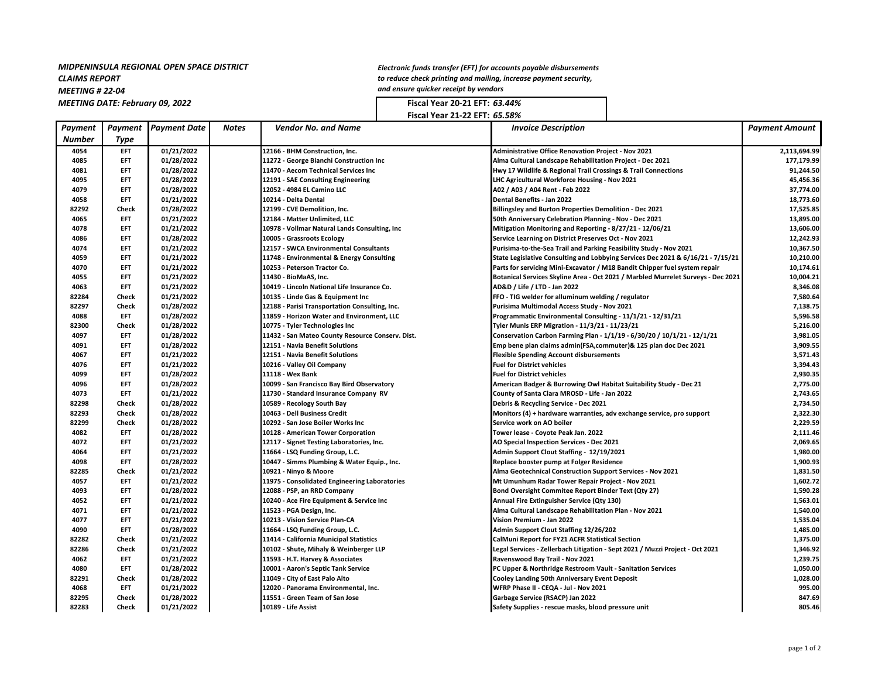***MIDPENINSULA REGIONAL OPEN SPACE DISTRICT***
***CLAIMS REPORT***
***MEETING # 22-04***
***MEETING DATE: February 09, 2022***

***Electronic funds transfer (EFT) for accounts payable disbursements to reduce check printing and mailing, increase payment security, and ensure quicker receipt by vendors***

**Fiscal Year 20-21 EFT:** ***63.44%***
**Fiscal Year 21-22 EFT:** ***65.58%***

| *Payment Number* | *Payment Type* | *Payment Date* | *Notes* | *Vendor No. and Name* | *Invoice Description* | *Payment Amount* |
|---|---|---|---|---|---|---|
| 4054 | EFT | 01/21/2022 | | 12166 - BHM Construction, Inc. | Administrative Office Renovation Project - Nov 2021 | 2,113,694.99 |
| 4085 | EFT | 01/28/2022 | | 11272 - George Bianchi Construction Inc | Alma Cultural Landscape Rehabilitation Project - Dec 2021 | 177,179.99 |
| 4081 | EFT | 01/28/2022 | | 11470 - Aecom Technical Services Inc | Hwy 17 Wildlife & Regional Trail Crossings & Trail Connections | 91,244.50 |
| 4095 | EFT | 01/28/2022 | | 12191 - SAE Consulting Engineering | LHC Agricultural Workforce Housing - Nov 2021 | 45,456.36 |
| 4079 | EFT | 01/28/2022 | | 12052 - 4984 EL Camino LLC | A02 / A03 / A04 Rent - Feb 2022 | 37,774.00 |
| 4058 | EFT | 01/21/2022 | | 10214 - Delta Dental | Dental Benefits - Jan 2022 | 18,773.60 |
| 82292 | Check | 01/28/2022 | | 12199 - CVE Demolition, Inc. | Billingsley and Burton Properties Demolition - Dec 2021 | 17,525.85 |
| 4065 | EFT | 01/21/2022 | | 12184 - Matter Unlimited, LLC | 50th Anniversary Celebration Planning - Nov - Dec 2021 | 13,895.00 |
| 4078 | EFT | 01/21/2022 | | 10978 - Vollmar Natural Lands Consulting, Inc | Mitigation Monitoring and Reporting - 8/27/21 - 12/06/21 | 13,606.00 |
| 4086 | EFT | 01/28/2022 | | 10005 - Grassroots Ecology | Service Learning on District Preserves Oct - Nov 2021 | 12,242.93 |
| 4074 | EFT | 01/21/2022 | | 12157 - SWCA Environmental Consultants | Purisima-to-the-Sea Trail and Parking Feasibility Study - Nov 2021 | 10,367.50 |
| 4059 | EFT | 01/21/2022 | | 11748 - Environmental & Energy Consulting | State Legislative Consulting and Lobbying Services Dec 2021 & 6/16/21 - 7/15/21 | 10,210.00 |
| 4070 | EFT | 01/21/2022 | | 10253 - Peterson Tractor Co. | Parts for servicing Mini-Excavator / M18 Bandit Chipper fuel system repair | 10,174.61 |
| 4055 | EFT | 01/21/2022 | | 11430 - BioMaAS, Inc. | Botanical Services Skyline Area - Oct 2021 / Marbled Murrelet Surveys - Dec 2021 | 10,004.21 |
| 4063 | EFT | 01/21/2022 | | 10419 - Lincoln National Life Insurance Co. | AD&D / Life / LTD - Jan 2022 | 8,346.08 |
| 82284 | Check | 01/21/2022 | | 10135 - Linde Gas & Equipment Inc | FFO - TIG welder for alluminum welding / regulator | 7,580.64 |
| 82297 | Check | 01/28/2022 | | 12188 - Parisi Transportation Consulting, Inc. | Purisima Multimodal Access Study - Nov 2021 | 7,138.75 |
| 4088 | EFT | 01/28/2022 | | 11859 - Horizon Water and Environment, LLC | Programmatic Environmental Consulting - 11/1/21 - 12/31/21 | 5,596.58 |
| 82300 | Check | 01/28/2022 | | 10775 - Tyler Technologies Inc | Tyler Munis ERP Migration - 11/3/21 - 11/23/21 | 5,216.00 |
| 4097 | EFT | 01/28/2022 | | 11432 - San Mateo County Resource Conserv. Dist. | Conservation Carbon Farming Plan - 1/1/19 - 6/30/20 / 10/1/21 - 12/1/21 | 3,981.05 |
| 4091 | EFT | 01/28/2022 | | 12151 - Navia Benefit Solutions | Emp bene plan claims admin(FSA,commuter)& 125 plan doc Dec 2021 | 3,909.55 |
| 4067 | EFT | 01/21/2022 | | 12151 - Navia Benefit Solutions | Flexible Spending Account disbursements | 3,571.43 |
| 4076 | EFT | 01/21/2022 | | 10216 - Valley Oil Company | Fuel for District vehicles | 3,394.43 |
| 4099 | EFT | 01/28/2022 | | 11118 - Wex Bank | Fuel for District vehicles | 2,930.35 |
| 4096 | EFT | 01/28/2022 | | 10099 - San Francisco Bay Bird Observatory | American Badger & Burrowing Owl Habitat Suitability Study - Dec 21 | 2,775.00 |
| 4073 | EFT | 01/21/2022 | | 11730 - Standard Insurance Company RV | County of Santa Clara MROSD - Life - Jan 2022 | 2,743.65 |
| 82298 | Check | 01/28/2022 | | 10589 - Recology South Bay | Debris & Recycling Service - Dec 2021 | 2,734.50 |
| 82293 | Check | 01/28/2022 | | 10463 - Dell Business Credit | Monitors (4) + hardware warranties, adv exchange service, pro support | 2,322.30 |
| 82299 | Check | 01/28/2022 | | 10292 - San Jose Boiler Works Inc | Service work on AO boiler | 2,229.59 |
| 4082 | EFT | 01/28/2022 | | 10128 - American Tower Corporation | Tower lease - Coyote Peak Jan. 2022 | 2,111.46 |
| 4072 | EFT | 01/21/2022 | | 12117 - Signet Testing Laboratories, Inc. | AO Special Inspection Services - Dec 2021 | 2,069.65 |
| 4064 | EFT | 01/21/2022 | | 11664 - LSQ Funding Group, L.C. | Admin Support Clout Staffing - 12/19/2021 | 1,980.00 |
| 4098 | EFT | 01/28/2022 | | 10447 - Simms Plumbing & Water Equip., Inc. | Replace booster pump at Folger Residence | 1,900.93 |
| 82285 | Check | 01/21/2022 | | 10921 - Ninyo & Moore | Alma Geotechnical Construction Support Services - Nov 2021 | 1,831.50 |
| 4057 | EFT | 01/21/2022 | | 11975 - Consolidated Engineering Laboratories | Mt Umunhum Radar Tower Repair Project - Nov 2021 | 1,602.72 |
| 4093 | EFT | 01/28/2022 | | 12088 - PSP, an RRD Company | Bond Oversight Commitee Report Binder Text (Qty 27) | 1,590.28 |
| 4052 | EFT | 01/21/2022 | | 10240 - Ace Fire Equipment & Service Inc | Annual Fire Extinguisher Service (Qty 130) | 1,563.01 |
| 4071 | EFT | 01/21/2022 | | 11523 - PGA Design, Inc. | Alma Cultural Landscape Rehabilitation Plan - Nov 2021 | 1,540.00 |
| 4077 | EFT | 01/21/2022 | | 10213 - Vision Service Plan-CA | Vision Premium - Jan 2022 | 1,535.04 |
| 4090 | EFT | 01/28/2022 | | 11664 - LSQ Funding Group, L.C. | Admin Support Clout Staffing 12/26/202 | 1,485.00 |
| 82282 | Check | 01/21/2022 | | 11414 - California Municipal Statistics | CalMuni Report for FY21 ACFR Statistical Section | 1,375.00 |
| 82286 | Check | 01/21/2022 | | 10102 - Shute, Mihaly & Weinberger LLP | Legal Services - Zellerbach Litigation - Sept 2021 / Muzzi Project - Oct 2021 | 1,346.92 |
| 4062 | EFT | 01/21/2022 | | 11593 - H.T. Harvey & Associates | Ravenswood Bay Trail - Nov 2021 | 1,239.75 |
| 4080 | EFT | 01/28/2022 | | 10001 - Aaron's Septic Tank Service | PC Upper & Northridge Restroom Vault - Sanitation Services | 1,050.00 |
| 82291 | Check | 01/28/2022 | | 11049 - City of East Palo Alto | Cooley Landing 50th Anniversary Event Deposit | 1,028.00 |
| 4068 | EFT | 01/21/2022 | | 12020 - Panorama Environmental, Inc. | WFRP Phase II - CEQA - Jul - Nov 2021 | 995.00 |
| 82295 | Check | 01/28/2022 | | 11551 - Green Team of San Jose | Garbage Service (RSACP) Jan 2022 | 847.69 |
| 82283 | Check | 01/21/2022 | | 10189 - Life Assist | Safety Supplies - rescue masks, blood pressure unit | 805.46 |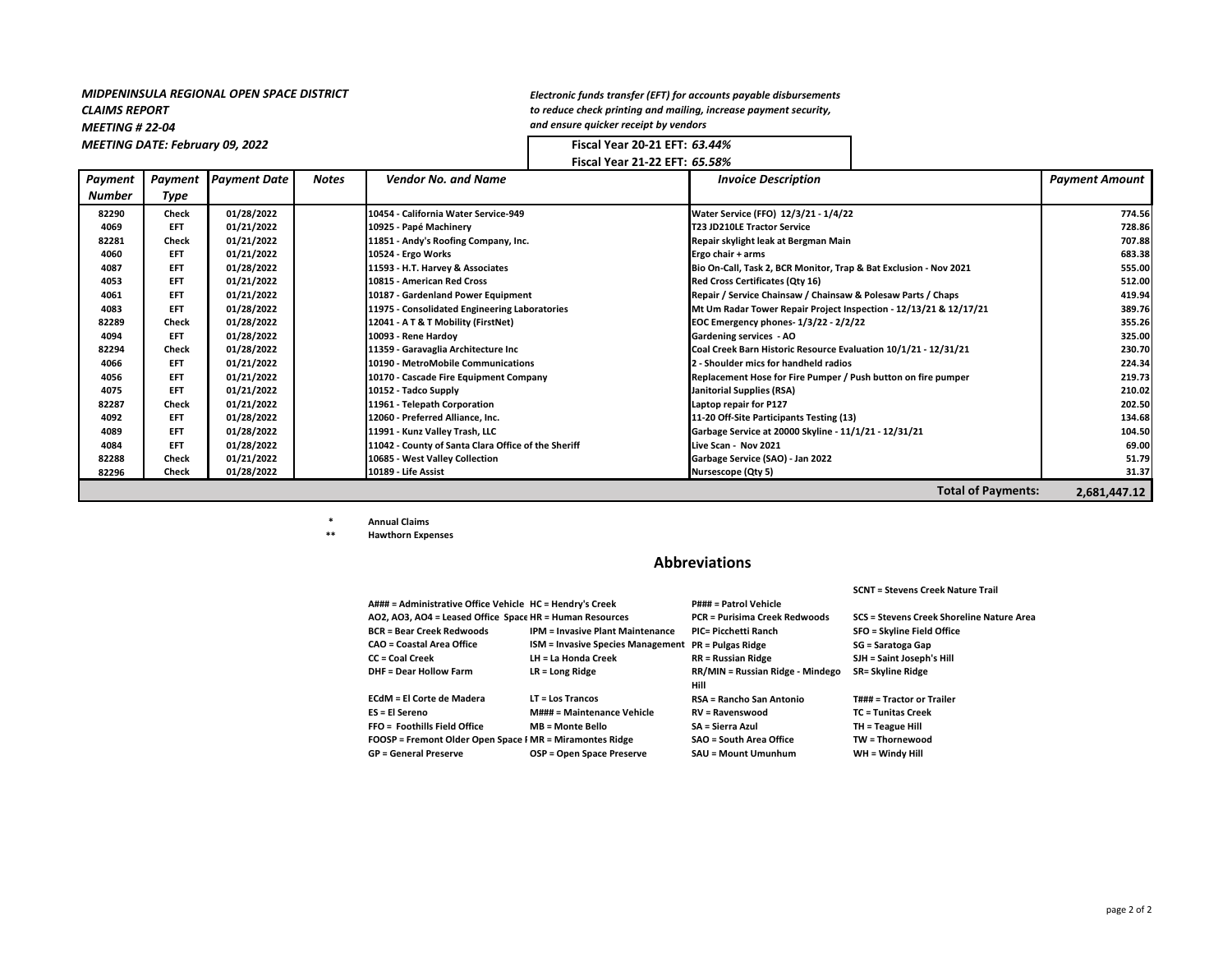*MIDPENINSULA REGIONAL OPEN SPACE DISTRICT*
*CLAIMS REPORT*
*MEETING # 22-04*
*MEETING DATE: February 09, 2022*

*Electronic funds transfer (EFT) for accounts payable disbursements to reduce check printing and mailing, increase payment security, and ensure quicker receipt by vendors*

**Fiscal Year 20-21 EFT: *63.44%***
**Fiscal Year 21-22 EFT: *65.58%***

| Payment Number | Payment Type | Payment Date | Notes | Vendor No. and Name | Invoice Description | Payment Amount |
|---|---|---|---|---|---|---|
| 82290 | Check | 01/28/2022 | | 10454 - California Water Service-949 | Water Service (FFO) 12/3/21 - 1/4/22 | 774.56 |
| 4069 | EFT | 01/21/2022 | | 10925 - Papé Machinery | T23 JD210LE Tractor Service | 728.86 |
| 82281 | Check | 01/21/2022 | | 11851 - Andy's Roofing Company, Inc. | Repair skylight leak at Bergman Main | 707.88 |
| 4060 | EFT | 01/21/2022 | | 10524 - Ergo Works | Ergo chair + arms | 683.38 |
| 4087 | EFT | 01/28/2022 | | 11593 - H.T. Harvey & Associates | Bio On-Call, Task 2, BCR Monitor, Trap & Bat Exclusion - Nov 2021 | 555.00 |
| 4053 | EFT | 01/21/2022 | | 10815 - American Red Cross | Red Cross Certificates (Qty 16) | 512.00 |
| 4061 | EFT | 01/21/2022 | | 10187 - Gardenland Power Equipment | Repair / Service Chainsaw / Chainsaw & Polesaw Parts / Chaps | 419.94 |
| 4083 | EFT | 01/28/2022 | | 11975 - Consolidated Engineering Laboratories | Mt Um Radar Tower Repair Project Inspection - 12/13/21 & 12/17/21 | 389.76 |
| 82289 | Check | 01/28/2022 | | 12041 - A T & T Mobility (FirstNet) | EOC Emergency phones- 1/3/22 - 2/2/22 | 355.26 |
| 4094 | EFT | 01/28/2022 | | 10093 - Rene Hardoy | Gardening services - AO | 325.00 |
| 82294 | Check | 01/28/2022 | | 11359 - Garavaglia Architecture Inc | Coal Creek Barn Historic Resource Evaluation 10/1/21 - 12/31/21 | 230.70 |
| 4066 | EFT | 01/21/2022 | | 10190 - MetroMobile Communications | 2 - Shoulder mics for handheld radios | 224.34 |
| 4056 | EFT | 01/21/2022 | | 10170 - Cascade Fire Equipment Company | Replacement Hose for Fire Pumper / Push button on fire pumper | 219.73 |
| 4075 | EFT | 01/21/2022 | | 10152 - Tadco Supply | Janitorial Supplies (RSA) | 210.02 |
| 82287 | Check | 01/21/2022 | | 11961 - Telepath Corporation | Laptop repair for P127 | 202.50 |
| 4092 | EFT | 01/28/2022 | | 12060 - Preferred Alliance, Inc. | 11-20 Off-Site Participants Testing (13) | 134.68 |
| 4089 | EFT | 01/28/2022 | | 11991 - Kunz Valley Trash, LLC | Garbage Service at 20000 Skyline - 11/1/21 - 12/31/21 | 104.50 |
| 4084 | EFT | 01/28/2022 | | 11042 - County of Santa Clara Office of the Sheriff | Live Scan - Nov 2021 | 69.00 |
| 82288 | Check | 01/21/2022 | | 10685 - West Valley Collection | Garbage Service (SAO) - Jan 2022 | 51.79 |
| 82296 | Check | 01/28/2022 | | 10189 - Life Assist | Nursescope (Qty 5) | 31.37 |
| | | | | | **Total of Payments:** | **2,681,447.12** |

\* Annual Claims
\*\* Hawthorn Expenses

## Abbreviations

| | | | |
|---|---|---|---|
| A### = Administrative Office Vehicle | HC = Hendry's Creek | P### = Patrol Vehicle | SCNT = Stevens Creek Nature Trail |
| AO2, AO3, AO4 = Leased Office Space | HR = Human Resources | PCR = Purisima Creek Redwoods | SCS = Stevens Creek Shoreline Nature Area |
| BCR = Bear Creek Redwoods | IPM = Invasive Plant Maintenance | PIC= Picchetti Ranch | SFO = Skyline Field Office |
| CAO = Coastal Area Office | ISM = Invasive Species Management | PR = Pulgas Ridge | SG = Saratoga Gap |
| CC = Coal Creek | LH = La Honda Creek | RR = Russian Ridge | SJH = Saint Joseph's Hill |
| DHF = Dear Hollow Farm | LR = Long Ridge | RR/MIN = Russian Ridge - Mindego Hill | SR= Skyline Ridge |
| ECdM = El Corte de Madera | LT = Los Trancos | RSA = Rancho San Antonio | T### = Tractor or Trailer |
| ES = El Sereno | M### = Maintenance Vehicle | RV = Ravenswood | TC = Tunitas Creek |
| FFO = Foothills Field Office | MB = Monte Bello | SA = Sierra Azul | TH = Teague Hill |
| FOOSP = Fremont Older Open Space Preserve | MR = Miramontes Ridge | SAO = South Area Office | TW = Thornewood |
| GP = General Preserve | OSP = Open Space Preserve | SAU = Mount Umunhum | WH = Windy Hill |